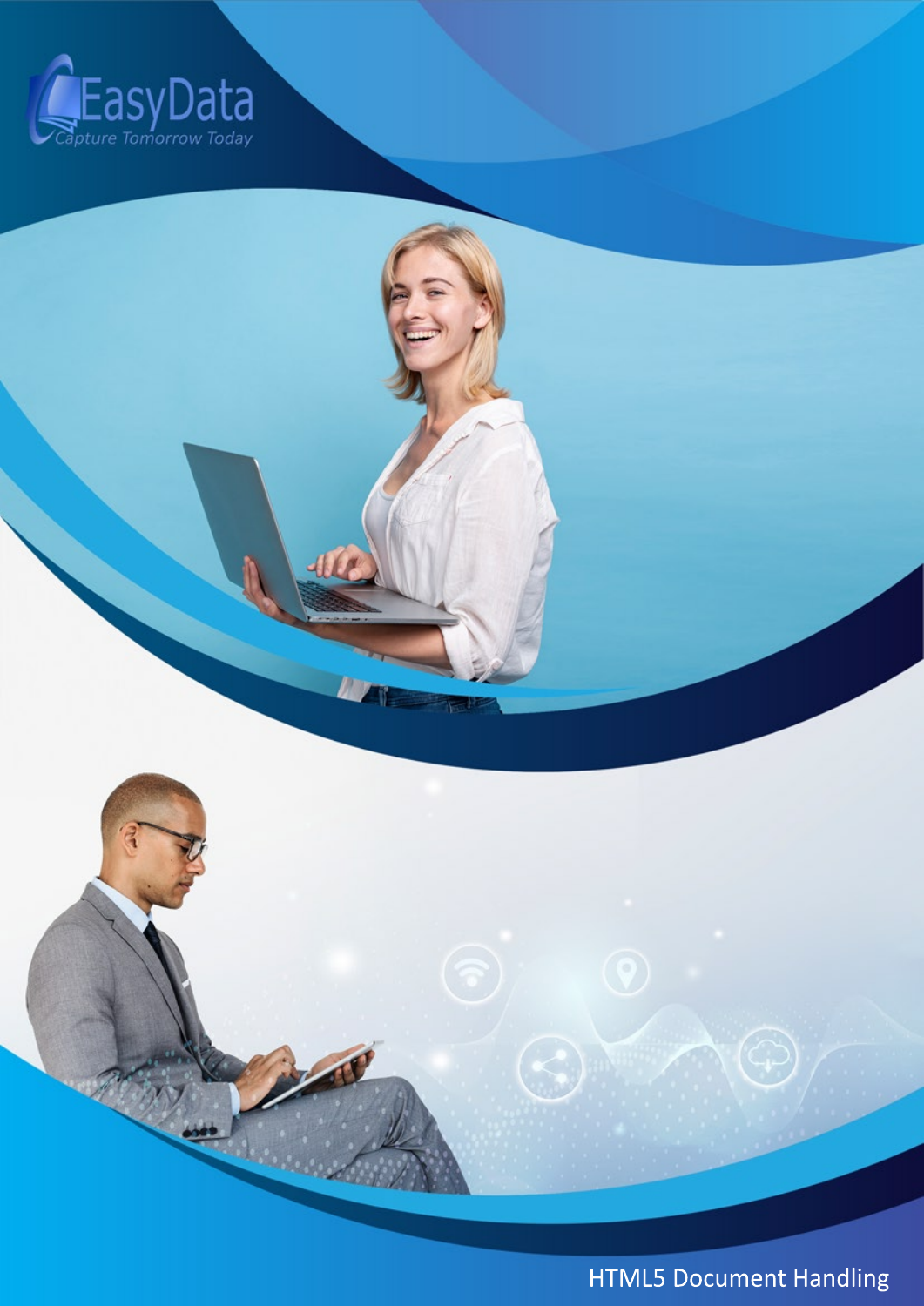EasyData

*Capture Tomorrow Today*

# HTML5 Document Handling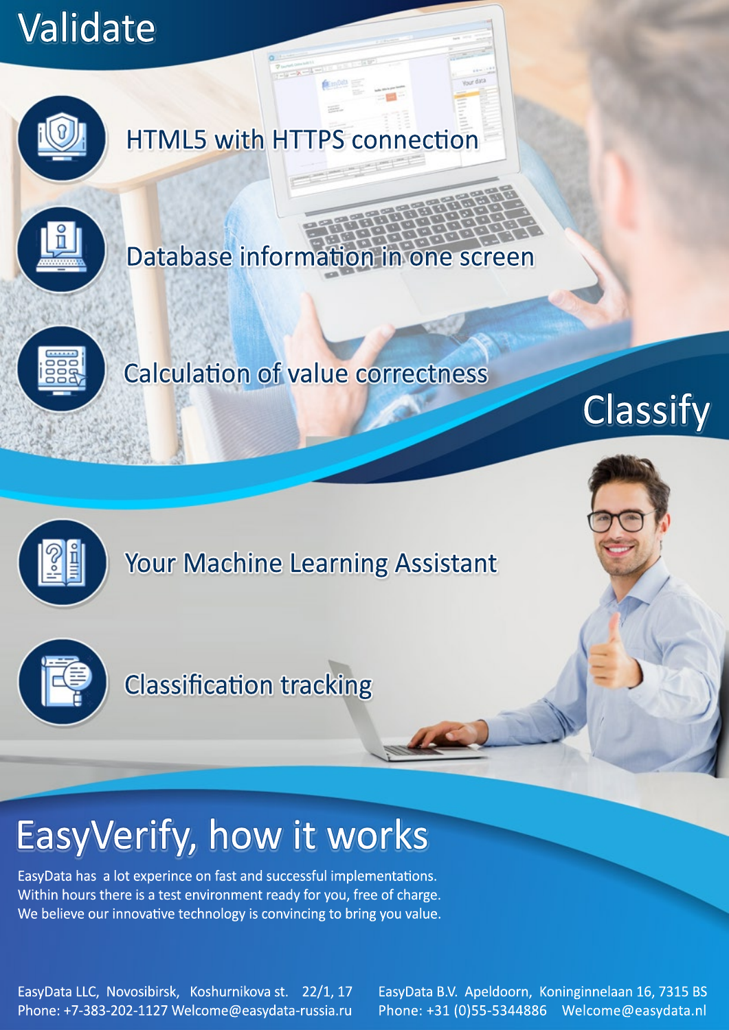# Validate

- HTML5 with HTTPS connection
- Database information in one screen
- Calculation of value correctness

# Classify

- Your Machine Learning Assistant
- Classification tracking

# EasyVerify, how it works

EasyData has  a lot experince on fast and successful implementations.
Within hours there is a test environment ready for you, free of charge.
We believe our innovative technology is convincing to bring you value.

EasyData LLC,  Novosibirsk,  Koshurnikova st.  22/1, 17
Phone: +7-383-202-1127 Welcome@easydata-russia.ru

EasyData B.V.  Apeldoorn,  Koninginnelaan 16, 7315 BS
Phone: +31 (0)55-5344886  Welcome@easydata.nl